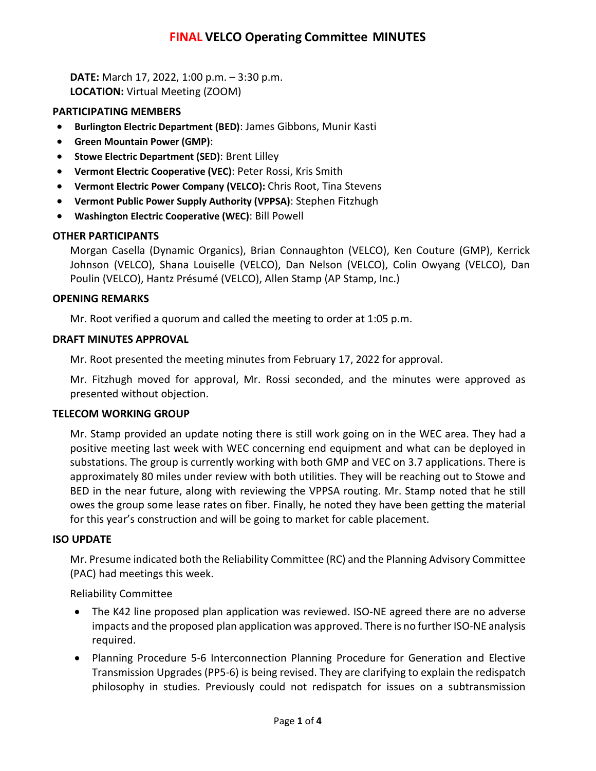# FINAL VELCO Operating Committee MINUTES

**DATE:** March 17, 2022, 1:00 p.m. – 3:30 p.m.
**LOCATION:** Virtual Meeting (ZOOM)

## PARTICIPATING MEMBERS

- **Burlington Electric Department (BED)**: James Gibbons, Munir Kasti
- **Green Mountain Power (GMP)**:
- **Stowe Electric Department (SED)**: Brent Lilley
- **Vermont Electric Cooperative (VEC)**: Peter Rossi, Kris Smith
- **Vermont Electric Power Company (VELCO):** Chris Root, Tina Stevens
- **Vermont Public Power Supply Authority (VPPSA)**: Stephen Fitzhugh
- **Washington Electric Cooperative (WEC)**: Bill Powell

## OTHER PARTICIPANTS

Morgan Casella (Dynamic Organics), Brian Connaughton (VELCO), Ken Couture (GMP), Kerrick Johnson (VELCO), Shana Louiselle (VELCO), Dan Nelson (VELCO), Colin Owyang (VELCO), Dan Poulin (VELCO), Hantz Présumé (VELCO), Allen Stamp (AP Stamp, Inc.)

## OPENING REMARKS

Mr. Root verified a quorum and called the meeting to order at 1:05 p.m.

## DRAFT MINUTES APPROVAL

Mr. Root presented the meeting minutes from February 17, 2022 for approval.

Mr. Fitzhugh moved for approval, Mr. Rossi seconded, and the minutes were approved as presented without objection.

## TELECOM WORKING GROUP

Mr. Stamp provided an update noting there is still work going on in the WEC area. They had a positive meeting last week with WEC concerning end equipment and what can be deployed in substations. The group is currently working with both GMP and VEC on 3.7 applications. There is approximately 80 miles under review with both utilities. They will be reaching out to Stowe and BED in the near future, along with reviewing the VPPSA routing. Mr. Stamp noted that he still owes the group some lease rates on fiber. Finally, he noted they have been getting the material for this year's construction and will be going to market for cable placement.

## ISO UPDATE

Mr. Presume indicated both the Reliability Committee (RC) and the Planning Advisory Committee (PAC) had meetings this week.

Reliability Committee

- The K42 line proposed plan application was reviewed. ISO-NE agreed there are no adverse impacts and the proposed plan application was approved. There is no further ISO-NE analysis required.
- Planning Procedure 5-6 Interconnection Planning Procedure for Generation and Elective Transmission Upgrades (PP5-6) is being revised. They are clarifying to explain the redispatch philosophy in studies. Previously could not redispatch for issues on a subtransmission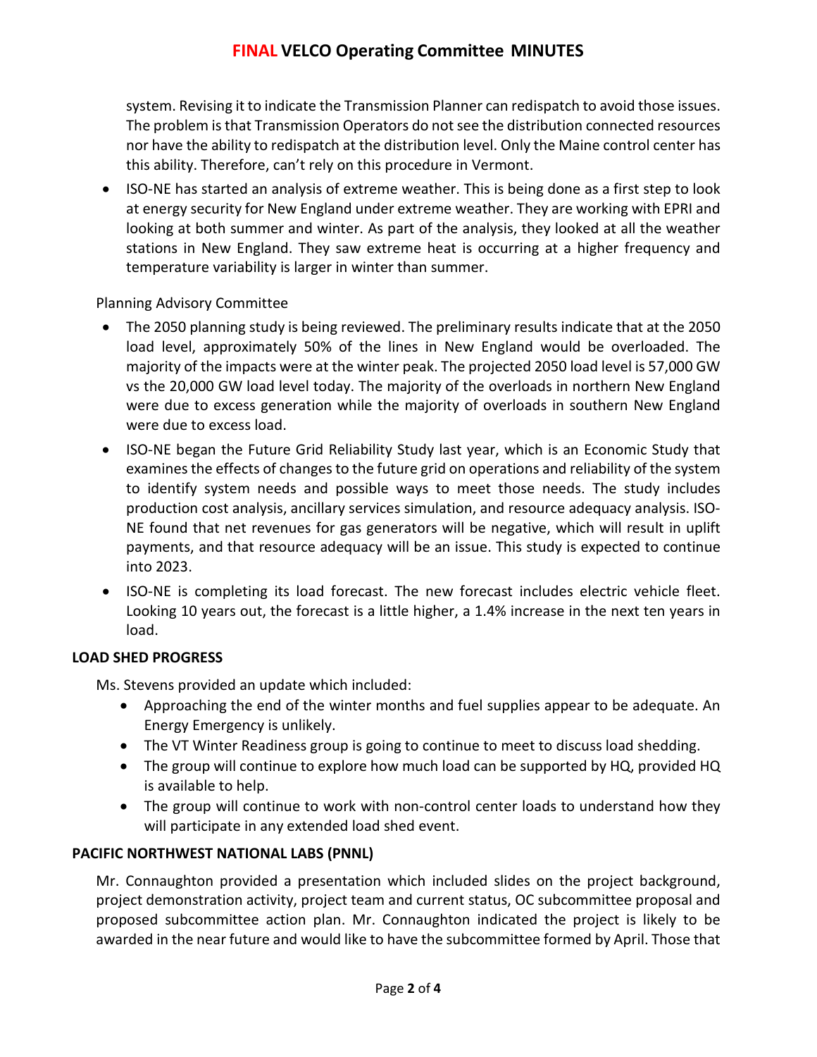system. Revising it to indicate the Transmission Planner can redispatch to avoid those issues. The problem is that Transmission Operators do not see the distribution connected resources nor have the ability to redispatch at the distribution level. Only the Maine control center has this ability. Therefore, can't rely on this procedure in Vermont.

- ISO-NE has started an analysis of extreme weather. This is being done as a first step to look at energy security for New England under extreme weather. They are working with EPRI and looking at both summer and winter. As part of the analysis, they looked at all the weather stations in New England. They saw extreme heat is occurring at a higher frequency and temperature variability is larger in winter than summer.

Planning Advisory Committee

- The 2050 planning study is being reviewed. The preliminary results indicate that at the 2050 load level, approximately 50% of the lines in New England would be overloaded. The majority of the impacts were at the winter peak. The projected 2050 load level is 57,000 GW vs the 20,000 GW load level today. The majority of the overloads in northern New England were due to excess generation while the majority of overloads in southern New England were due to excess load.
- ISO-NE began the Future Grid Reliability Study last year, which is an Economic Study that examines the effects of changes to the future grid on operations and reliability of the system to identify system needs and possible ways to meet those needs. The study includes production cost analysis, ancillary services simulation, and resource adequacy analysis. ISO-NE found that net revenues for gas generators will be negative, which will result in uplift payments, and that resource adequacy will be an issue. This study is expected to continue into 2023.
- ISO-NE is completing its load forecast. The new forecast includes electric vehicle fleet. Looking 10 years out, the forecast is a little higher, a 1.4% increase in the next ten years in load.

**LOAD SHED PROGRESS**

Ms. Stevens provided an update which included:

- Approaching the end of the winter months and fuel supplies appear to be adequate. An Energy Emergency is unlikely.
- The VT Winter Readiness group is going to continue to meet to discuss load shedding.
- The group will continue to explore how much load can be supported by HQ, provided HQ is available to help.
- The group will continue to work with non-control center loads to understand how they will participate in any extended load shed event.

**PACIFIC NORTHWEST NATIONAL LABS (PNNL)**

Mr. Connaughton provided a presentation which included slides on the project background, project demonstration activity, project team and current status, OC subcommittee proposal and proposed subcommittee action plan. Mr. Connaughton indicated the project is likely to be awarded in the near future and would like to have the subcommittee formed by April. Those that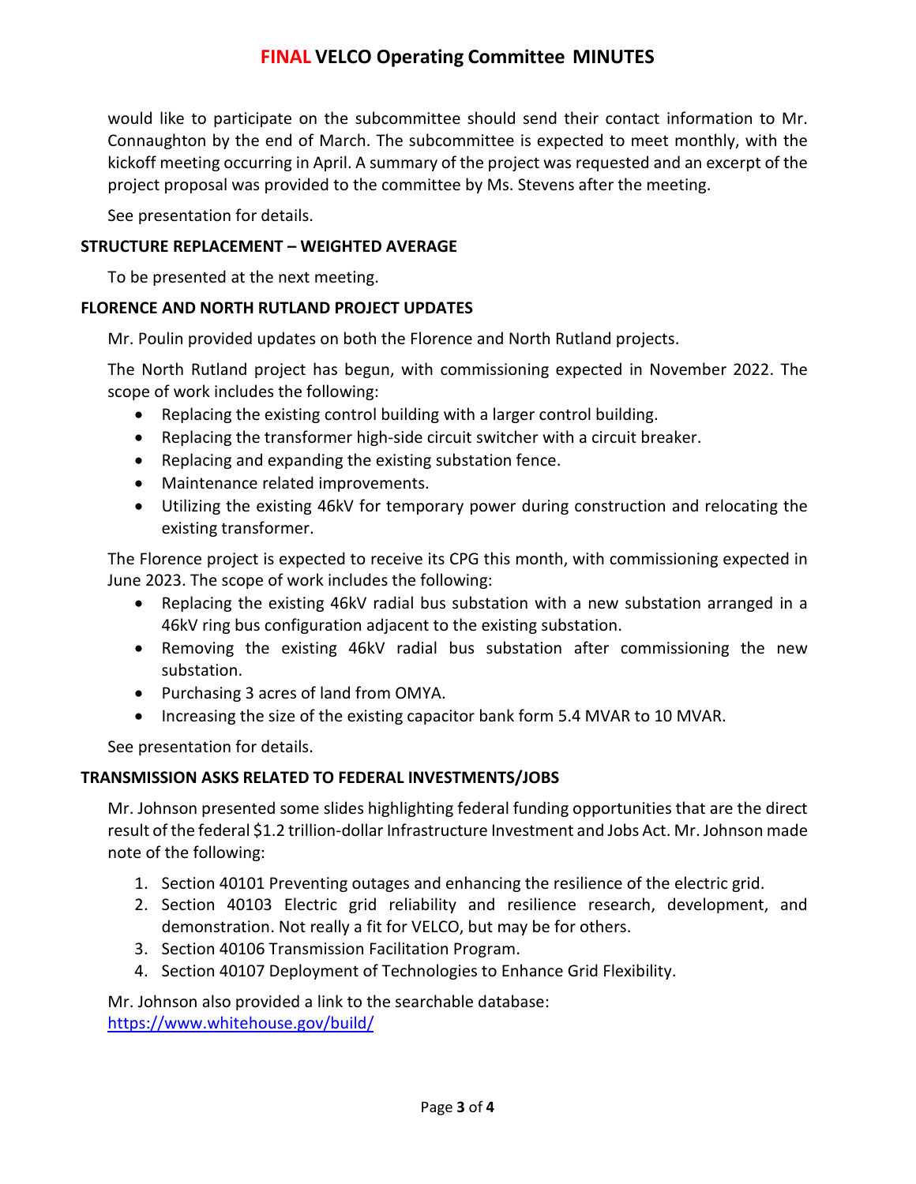would like to participate on the subcommittee should send their contact information to Mr. Connaughton by the end of March. The subcommittee is expected to meet monthly, with the kickoff meeting occurring in April. A summary of the project was requested and an excerpt of the project proposal was provided to the committee by Ms. Stevens after the meeting.

See presentation for details.

**STRUCTURE REPLACEMENT – WEIGHTED AVERAGE**

To be presented at the next meeting.

**FLORENCE AND NORTH RUTLAND PROJECT UPDATES**

Mr. Poulin provided updates on both the Florence and North Rutland projects.

The North Rutland project has begun, with commissioning expected in November 2022. The scope of work includes the following:

- Replacing the existing control building with a larger control building.
- Replacing the transformer high-side circuit switcher with a circuit breaker.
- Replacing and expanding the existing substation fence.
- Maintenance related improvements.
- Utilizing the existing 46kV for temporary power during construction and relocating the existing transformer.

The Florence project is expected to receive its CPG this month, with commissioning expected in June 2023. The scope of work includes the following:

- Replacing the existing 46kV radial bus substation with a new substation arranged in a 46kV ring bus configuration adjacent to the existing substation.
- Removing the existing 46kV radial bus substation after commissioning the new substation.
- Purchasing 3 acres of land from OMYA.
- Increasing the size of the existing capacitor bank form 5.4 MVAR to 10 MVAR.

See presentation for details.

**TRANSMISSION ASKS RELATED TO FEDERAL INVESTMENTS/JOBS**

Mr. Johnson presented some slides highlighting federal funding opportunities that are the direct result of the federal $1.2 trillion-dollar Infrastructure Investment and Jobs Act. Mr. Johnson made note of the following:

1. Section 40101 Preventing outages and enhancing the resilience of the electric grid.
2. Section 40103 Electric grid reliability and resilience research, development, and demonstration. Not really a fit for VELCO, but may be for others.
3. Section 40106 Transmission Facilitation Program.
4. Section 40107 Deployment of Technologies to Enhance Grid Flexibility.

Mr. Johnson also provided a link to the searchable database:
https://www.whitehouse.gov/build/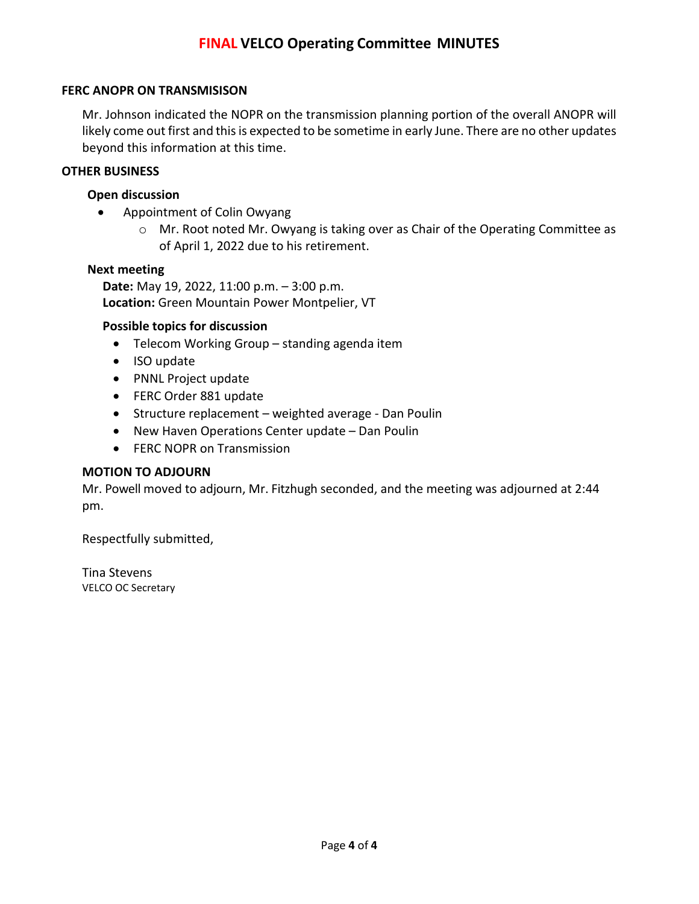# FINAL VELCO Operating Committee MINUTES

## FERC ANOPR ON TRANSMISISON

Mr. Johnson indicated the NOPR on the transmission planning portion of the overall ANOPR will likely come out first and this is expected to be sometime in early June. There are no other updates beyond this information at this time.

## OTHER BUSINESS

### Open discussion

- Appointment of Colin Owyang
  - Mr. Root noted Mr. Owyang is taking over as Chair of the Operating Committee as of April 1, 2022 due to his retirement.

### Next meeting

**Date:** May 19, 2022, 11:00 p.m. – 3:00 p.m.
**Location:** Green Mountain Power Montpelier, VT

**Possible topics for discussion**

- Telecom Working Group – standing agenda item
- ISO update
- PNNL Project update
- FERC Order 881 update
- Structure replacement – weighted average - Dan Poulin
- New Haven Operations Center update – Dan Poulin
- FERC NOPR on Transmission

## MOTION TO ADJOURN

Mr. Powell moved to adjourn, Mr. Fitzhugh seconded, and the meeting was adjourned at 2:44 pm.

Respectfully submitted,

Tina Stevens
VELCO OC Secretary